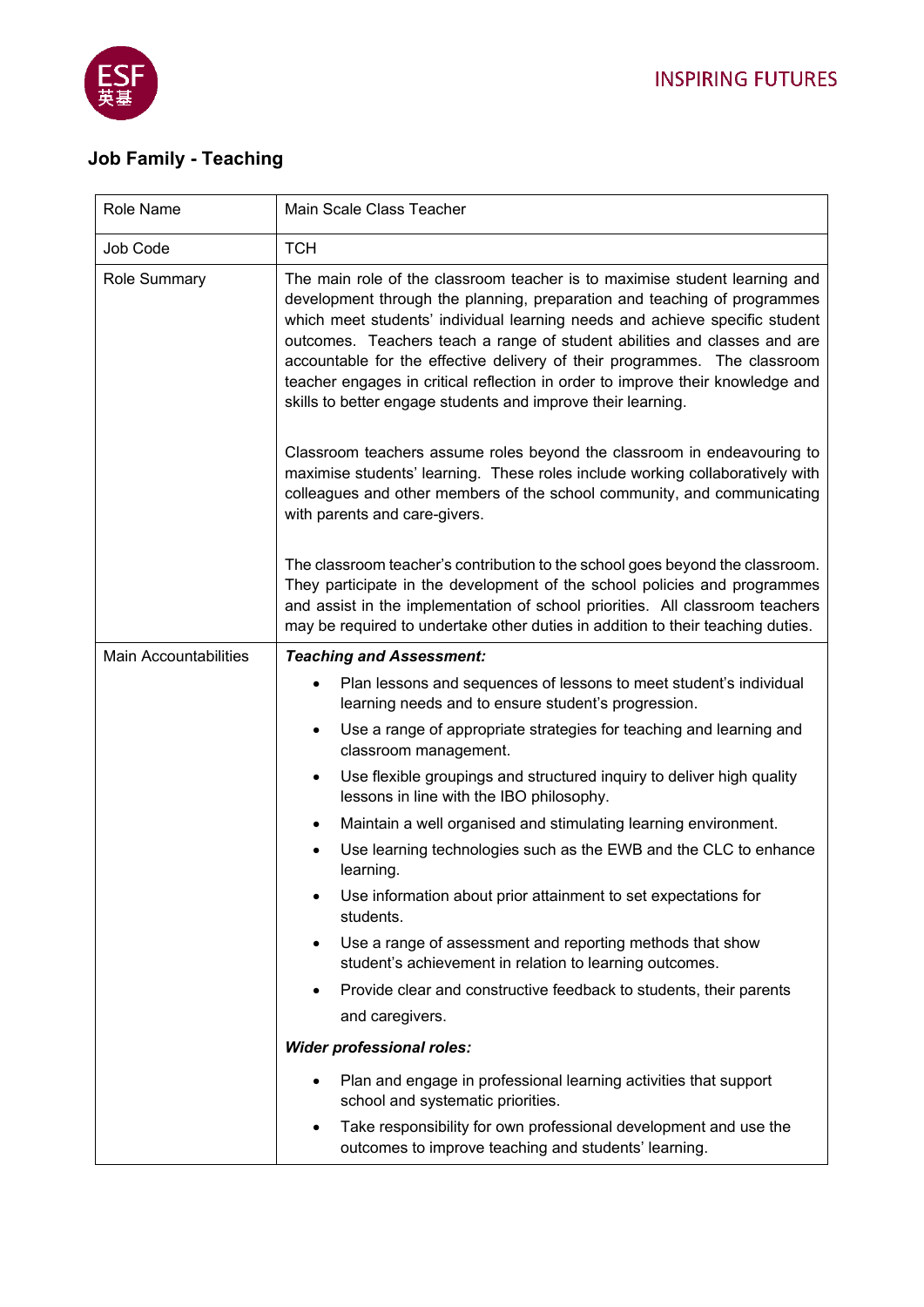INSPIRING FUTURES

## Job Family - Teaching

| Role Name | Main Scale Class Teacher |
|---|---|
| Job Code | TCH |
| Role Summary | The main role of the classroom teacher is to maximise student learning and development through the planning, preparation and teaching of programmes which meet students' individual learning needs and achieve specific student outcomes. Teachers teach a range of student abilities and classes and are accountable for the effective delivery of their programmes. The classroom teacher engages in critical reflection in order to improve their knowledge and skills to better engage students and improve their learning.<br><br>Classroom teachers assume roles beyond the classroom in endeavouring to maximise students' learning. These roles include working collaboratively with colleagues and other members of the school community, and communicating with parents and care-givers.<br><br>The classroom teacher's contribution to the school goes beyond the classroom. They participate in the development of the school policies and programmes and assist in the implementation of school priorities. All classroom teachers may be required to undertake other duties in addition to their teaching duties. |
| Main Accountabilities | ***Teaching and Assessment:***<br>• Plan lessons and sequences of lessons to meet student's individual learning needs and to ensure student's progression.<br>• Use a range of appropriate strategies for teaching and learning and classroom management.<br>• Use flexible groupings and structured inquiry to deliver high quality lessons in line with the IBO philosophy.<br>• Maintain a well organised and stimulating learning environment.<br>• Use learning technologies such as the EWB and the CLC to enhance learning.<br>• Use information about prior attainment to set expectations for students.<br>• Use a range of assessment and reporting methods that show student's achievement in relation to learning outcomes.<br>• Provide clear and constructive feedback to students, their parents and caregivers.<br><br>***Wider professional roles:***<br>• Plan and engage in professional learning activities that support school and systematic priorities.<br>• Take responsibility for own professional development and use the outcomes to improve teaching and students' learning. |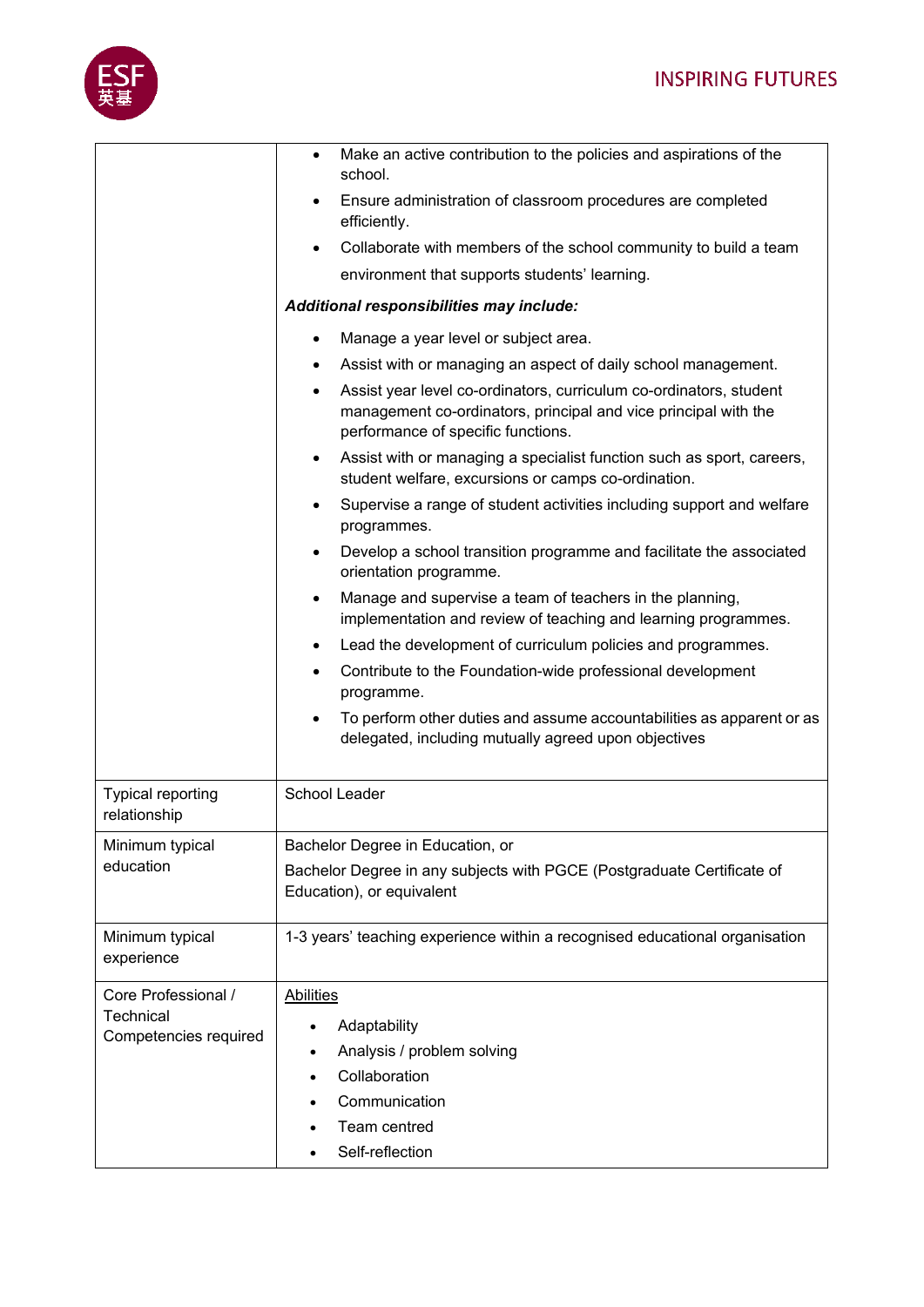| | |
|---|---|
| | • Make an active contribution to the policies and aspirations of the school.<br>• Ensure administration of classroom procedures are completed efficiently.<br>• Collaborate with members of the school community to build a team environment that supports students' learning.<br><br>***Additional responsibilities may include:***<br><br>• Manage a year level or subject area.<br>• Assist with or managing an aspect of daily school management.<br>• Assist year level co-ordinators, curriculum co-ordinators, student management co-ordinators, principal and vice principal with the performance of specific functions.<br>• Assist with or managing a specialist function such as sport, careers, student welfare, excursions or camps co-ordination.<br>• Supervise a range of student activities including support and welfare programmes.<br>• Develop a school transition programme and facilitate the associated orientation programme.<br>• Manage and supervise a team of teachers in the planning, implementation and review of teaching and learning programmes.<br>• Lead the development of curriculum policies and programmes.<br>• Contribute to the Foundation-wide professional development programme.<br>• To perform other duties and assume accountabilities as apparent or as delegated, including mutually agreed upon objectives |
| Typical reporting relationship | School Leader |
| Minimum typical education | Bachelor Degree in Education, or<br>Bachelor Degree in any subjects with PGCE (Postgraduate Certificate of Education), or equivalent |
| Minimum typical experience | 1-3 years' teaching experience within a recognised educational organisation |
| Core Professional / Technical Competencies required | <u>Abilities</u><br><br>• Adaptability<br>• Analysis / problem solving<br>• Collaboration<br>• Communication<br>• Team centred<br>• Self-reflection |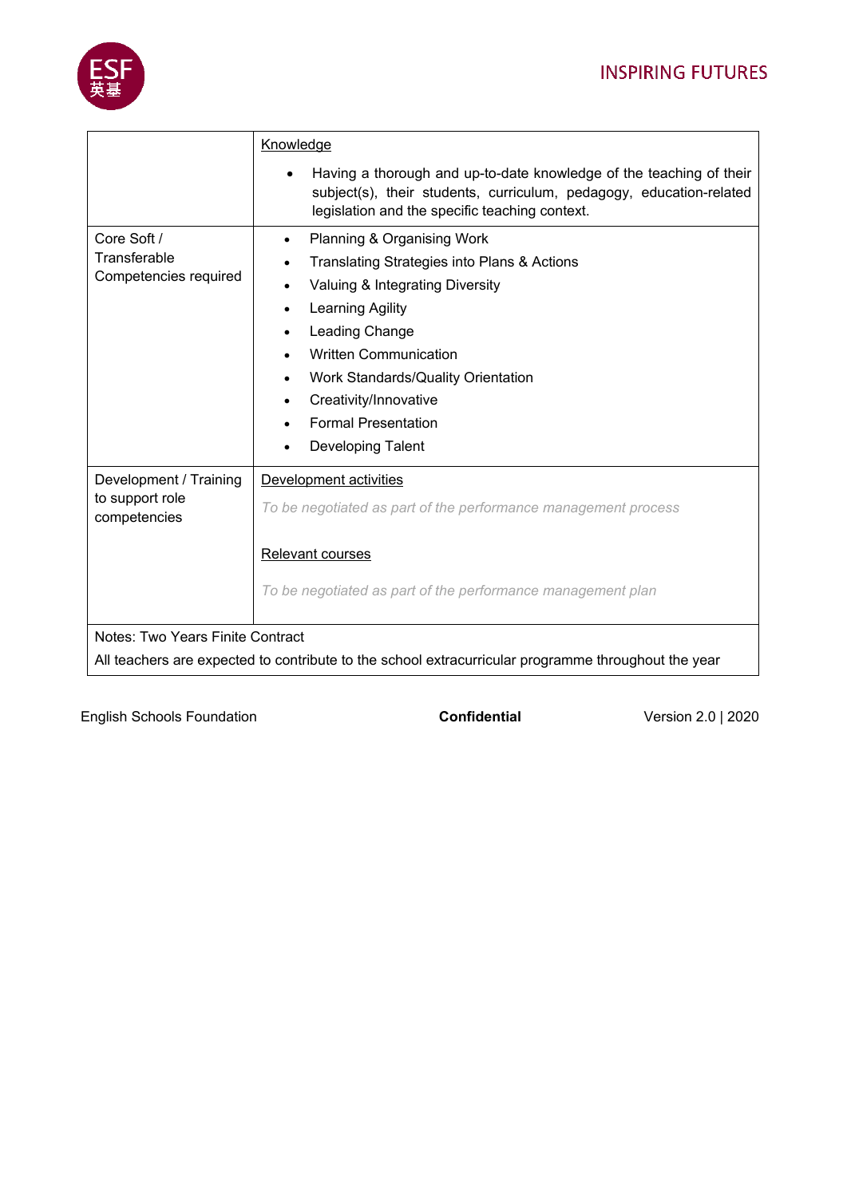| | |
|---|---|
| | Knowledge<br><br>• Having a thorough and up-to-date knowledge of the teaching of their subject(s), their students, curriculum, pedagogy, education-related legislation and the specific teaching context. |
| Core Soft / Transferable Competencies required | • Planning & Organising Work<br>• Translating Strategies into Plans & Actions<br>• Valuing & Integrating Diversity<br>• Learning Agility<br>• Leading Change<br>• Written Communication<br>• Work Standards/Quality Orientation<br>• Creativity/Innovative<br>• Formal Presentation<br>• Developing Talent |
| Development / Training to support role competencies | Development activities<br><br>*To be negotiated as part of the performance management process*<br><br>Relevant courses<br><br>*To be negotiated as part of the performance management plan* |
| Notes: Two Years Finite Contract<br>All teachers are expected to contribute to the school extracurricular programme throughout the year | |